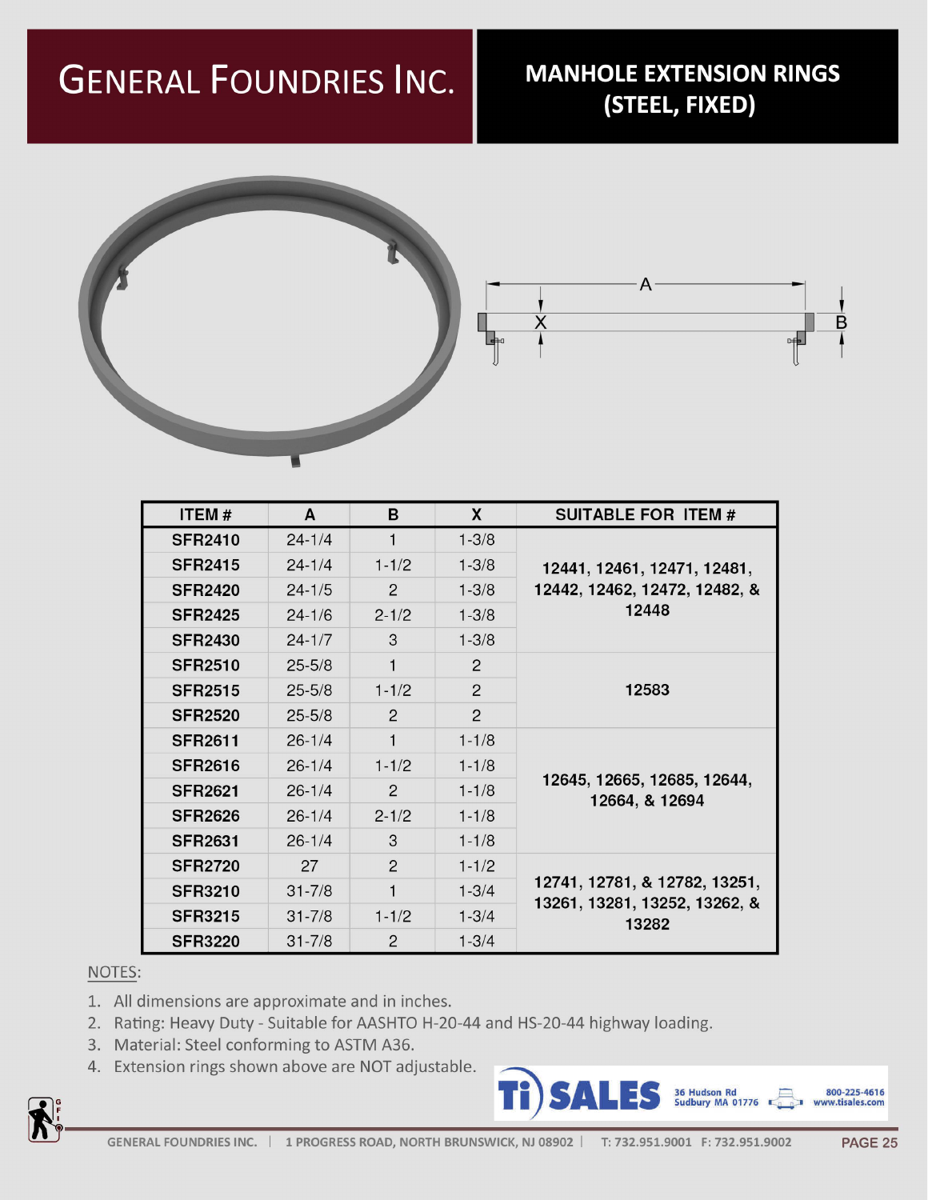# GENERAL FOUNDRIES INC.

## MANHOLE EXTENSION RINGS (STEEL, FIXED)

| ITEM # | A | B | X | SUITABLE FOR ITEM # |
|---|---|---|---|---|
| SFR2410 | 24-1/4 | 1 | 1-3/8 | 12441, 12461, 12471, 12481, 12442, 12462, 12472, 12482, & 12448 |
| SFR2415 | 24-1/4 | 1-1/2 | 1-3/8 | |
| SFR2420 | 24-1/5 | 2 | 1-3/8 | |
| SFR2425 | 24-1/6 | 2-1/2 | 1-3/8 | |
| SFR2430 | 24-1/7 | 3 | 1-3/8 | |
| SFR2510 | 25-5/8 | 1 | 2 | 12583 |
| SFR2515 | 25-5/8 | 1-1/2 | 2 | |
| SFR2520 | 25-5/8 | 2 | 2 | |
| SFR2611 | 26-1/4 | 1 | 1-1/8 | 12645, 12665, 12685, 12644, 12664, & 12694 |
| SFR2616 | 26-1/4 | 1-1/2 | 1-1/8 | |
| SFR2621 | 26-1/4 | 2 | 1-1/8 | |
| SFR2626 | 26-1/4 | 2-1/2 | 1-1/8 | |
| SFR2631 | 26-1/4 | 3 | 1-1/8 | |
| SFR2720 | 27 | 2 | 1-1/2 | 12741, 12781, & 12782, 13251, 13261, 13281, 13252, 13262, & 13282 |
| SFR3210 | 31-7/8 | 1 | 1-3/4 | |
| SFR3215 | 31-7/8 | 1-1/2 | 1-3/4 | |
| SFR3220 | 31-7/8 | 2 | 1-3/4 | |

NOTES:

1. All dimensions are approximate and in inches.
2. Rating: Heavy Duty - Suitable for AASHTO H-20-44 and HS-20-44 highway loading.
3. Material: Steel conforming to ASTM A36.
4. Extension rings shown above are NOT adjustable.

Ti SALES 36 Hudson Rd Sudbury MA 01776 800-225-4616 www.tisales.com

GENERAL FOUNDRIES INC. | 1 PROGRESS ROAD, NORTH BRUNSWICK, NJ 08902 | T: 732.951.9001 F: 732.951.9002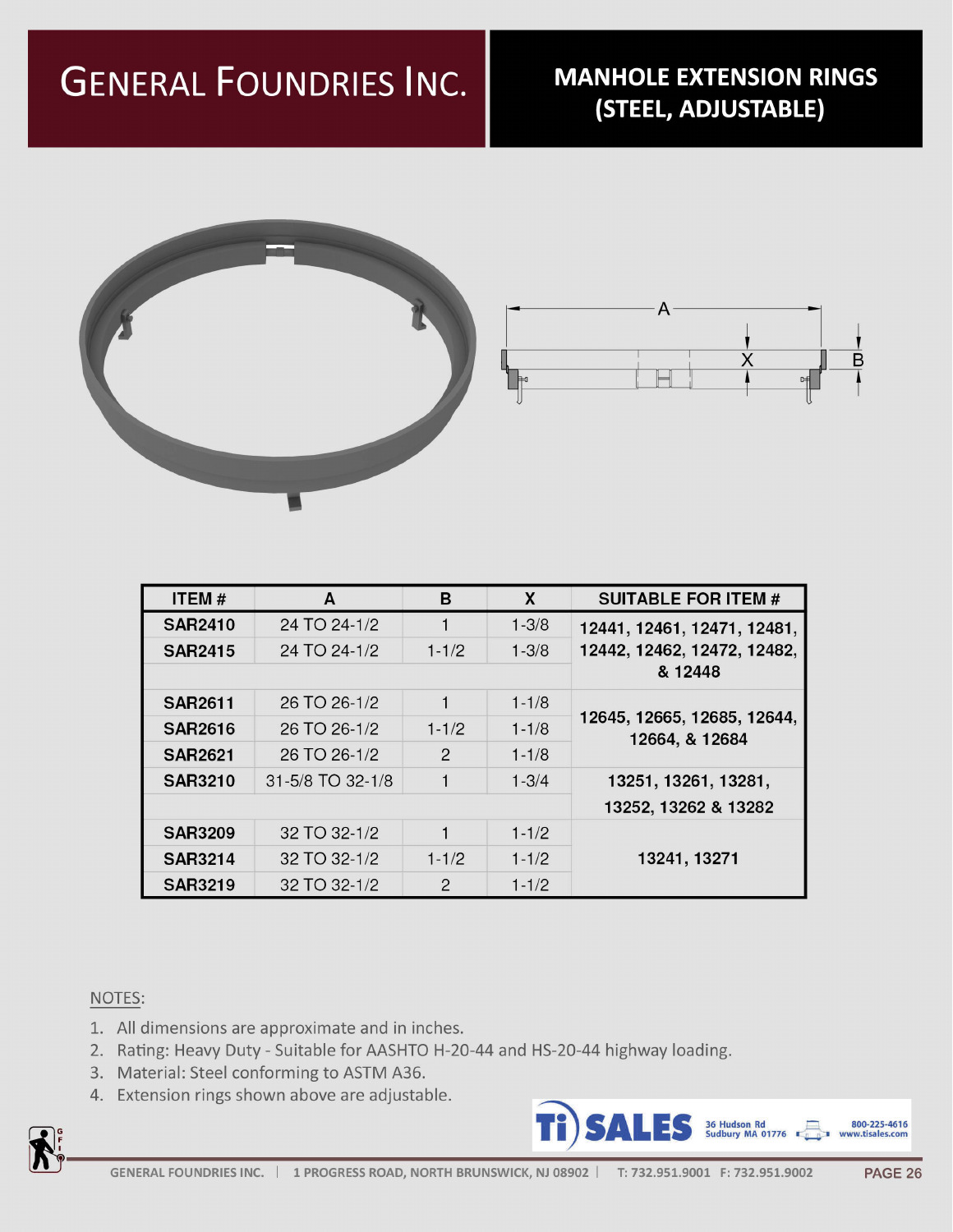# GENERAL FOUNDRIES INC.

## MANHOLE EXTENSION RINGS (STEEL, ADJUSTABLE)

A

X

B

| ITEM # | A | B | X | SUITABLE FOR ITEM # |
|---|---|---|---|---|
| SAR2410 | 24 TO 24-1/2 | 1 | 1-3/8 | 12441, 12461, 12471, 12481, 12442, 12462, 12472, 12482, & 12448 |
| SAR2415 | 24 TO 24-1/2 | 1-1/2 | 1-3/8 | |
| SAR2611 | 26 TO 26-1/2 | 1 | 1-1/8 | 12645, 12665, 12685, 12644, 12664, & 12684 |
| SAR2616 | 26 TO 26-1/2 | 1-1/2 | 1-1/8 | |
| SAR2621 | 26 TO 26-1/2 | 2 | 1-1/8 | |
| SAR3210 | 31-5/8 TO 32-1/8 | 1 | 1-3/4 | 13251, 13261, 13281, 13252, 13262 & 13282 |
| SAR3209 | 32 TO 32-1/2 | 1 | 1-1/2 | 13241, 13271 |
| SAR3214 | 32 TO 32-1/2 | 1-1/2 | 1-1/2 | |
| SAR3219 | 32 TO 32-1/2 | 2 | 1-1/2 | |

NOTES:

1. All dimensions are approximate and in inches.
2. Rating: Heavy Duty - Suitable for AASHTO H-20-44 and HS-20-44 highway loading.
3. Material: Steel conforming to ASTM A36.
4. Extension rings shown above are adjustable.

Ti SALES 36 Hudson Rd Sudbury MA 01776 800-225-4616 www.tisales.com

GENERAL FOUNDRIES INC. | 1 PROGRESS ROAD, NORTH BRUNSWICK, NJ 08902 | T: 732.951.9001 F: 732.951.9002